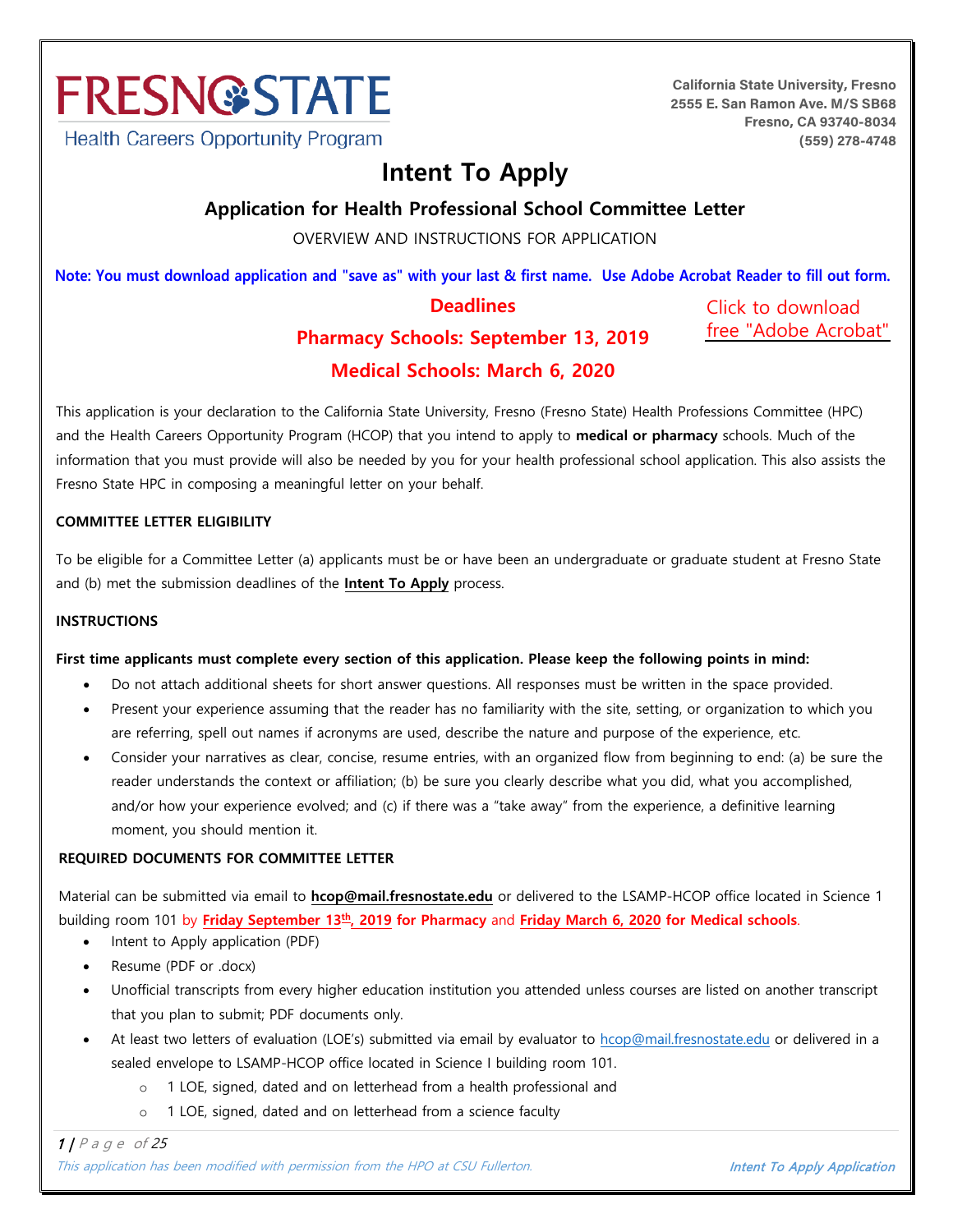FRESNO STATE

Health Careers Opportunity Program

California State University, Fresno
2555 E. San Ramon Ave. M/S SB68
Fresno, CA 93740-8034
(559) 278-4748

# Intent To Apply

## Application for Health Professional School Committee Letter

OVERVIEW AND INSTRUCTIONS FOR APPLICATION

**Note: You must download application and "save as" with your last & first name. Use Adobe Acrobat Reader to fill out form.**

Click to download free "Adobe Acrobat"

**Deadlines**

**Pharmacy Schools: September 13, 2019**

**Medical Schools: March 6, 2020**

This application is your declaration to the California State University, Fresno (Fresno State) Health Professions Committee (HPC) and the Health Careers Opportunity Program (HCOP) that you intend to apply to **medical or pharmacy** schools. Much of the information that you must provide will also be needed by you for your health professional school application. This also assists the Fresno State HPC in composing a meaningful letter on your behalf.

**COMMITTEE LETTER ELIGIBILITY**

To be eligible for a Committee Letter (a) applicants must be or have been an undergraduate or graduate student at Fresno State and (b) met the submission deadlines of the **Intent To Apply** process.

**INSTRUCTIONS**

**First time applicants must complete every section of this application. Please keep the following points in mind:**

- Do not attach additional sheets for short answer questions. All responses must be written in the space provided.
- Present your experience assuming that the reader has no familiarity with the site, setting, or organization to which you are referring, spell out names if acronyms are used, describe the nature and purpose of the experience, etc.
- Consider your narratives as clear, concise, resume entries, with an organized flow from beginning to end: (a) be sure the reader understands the context or affiliation; (b) be sure you clearly describe what you did, what you accomplished, and/or how your experience evolved; and (c) if there was a "take away" from the experience, a definitive learning moment, you should mention it.

**REQUIRED DOCUMENTS FOR COMMITTEE LETTER**

Material can be submitted via email to **hcop@mail.fresnostate.edu** or delivered to the LSAMP-HCOP office located in Science 1 building room 101 by **Friday September 13th, 2019 for Pharmacy** and **Friday March 6, 2020 for Medical schools**.

- Intent to Apply application (PDF)
- Resume (PDF or .docx)
- Unofficial transcripts from every higher education institution you attended unless courses are listed on another transcript that you plan to submit; PDF documents only.
- At least two letters of evaluation (LOE's) submitted via email by evaluator to hcop@mail.fresnostate.edu or delivered in a sealed envelope to LSAMP-HCOP office located in Science I building room 101.
  - 1 LOE, signed, dated and on letterhead from a health professional and
  - 1 LOE, signed, dated and on letterhead from a science faculty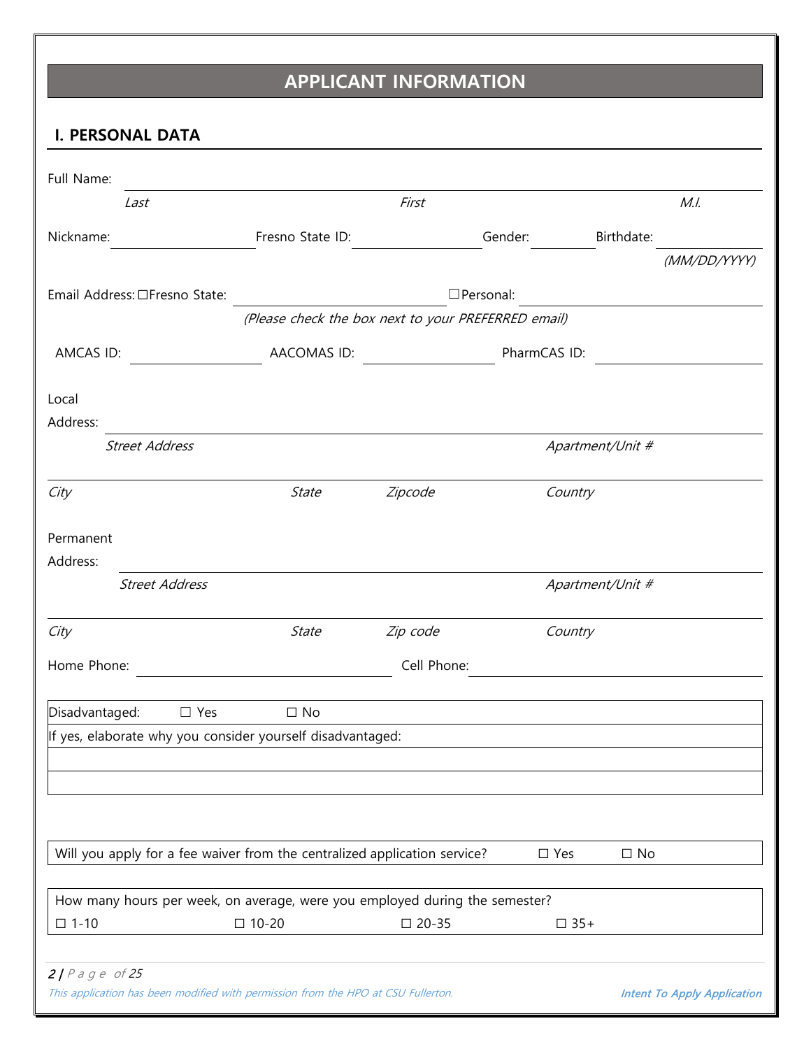# APPLICANT INFORMATION

## I. PERSONAL DATA

Full Name: ______________________________________________

*Last* *First* *M.I.*

Nickname: ______________ Fresno State ID: ______________ Gender: ________ Birthdate: ______________

*(MM/DD/YYYY)*

Email Address: ☐Fresno State: ______________________ ☐Personal: ______________________

*(Please check the box next to your PREFERRED email)*

AMCAS ID: ______________ AACOMAS ID: ______________ PharmCAS ID: ______________

Local Address: ______________________________________________

*Street Address* *Apartment/Unit #*

______________________________________________

*City* *State* *Zipcode* *Country*

Permanent Address: ______________________________________________

*Street Address* *Apartment/Unit #*

______________________________________________

*City* *State* *Zip code* *Country*

Home Phone: ______________________ Cell Phone: ______________________

| Disadvantaged: ☐ Yes ☐ No |
|---|
| If yes, elaborate why you consider yourself disadvantaged: |
| |
| |

| Will you apply for a fee waiver from the centralized application service? | ☐ Yes | ☐ No |
|---|---|---|

| How many hours per week, on average, were you employed during the semester? | | | |
|---|---|---|---|
| ☐ 1-10 | ☐ 10-20 | ☐ 20-35 | ☐ 35+ |

*This application has been modified with permission from the HPO at CSU Fullerton.*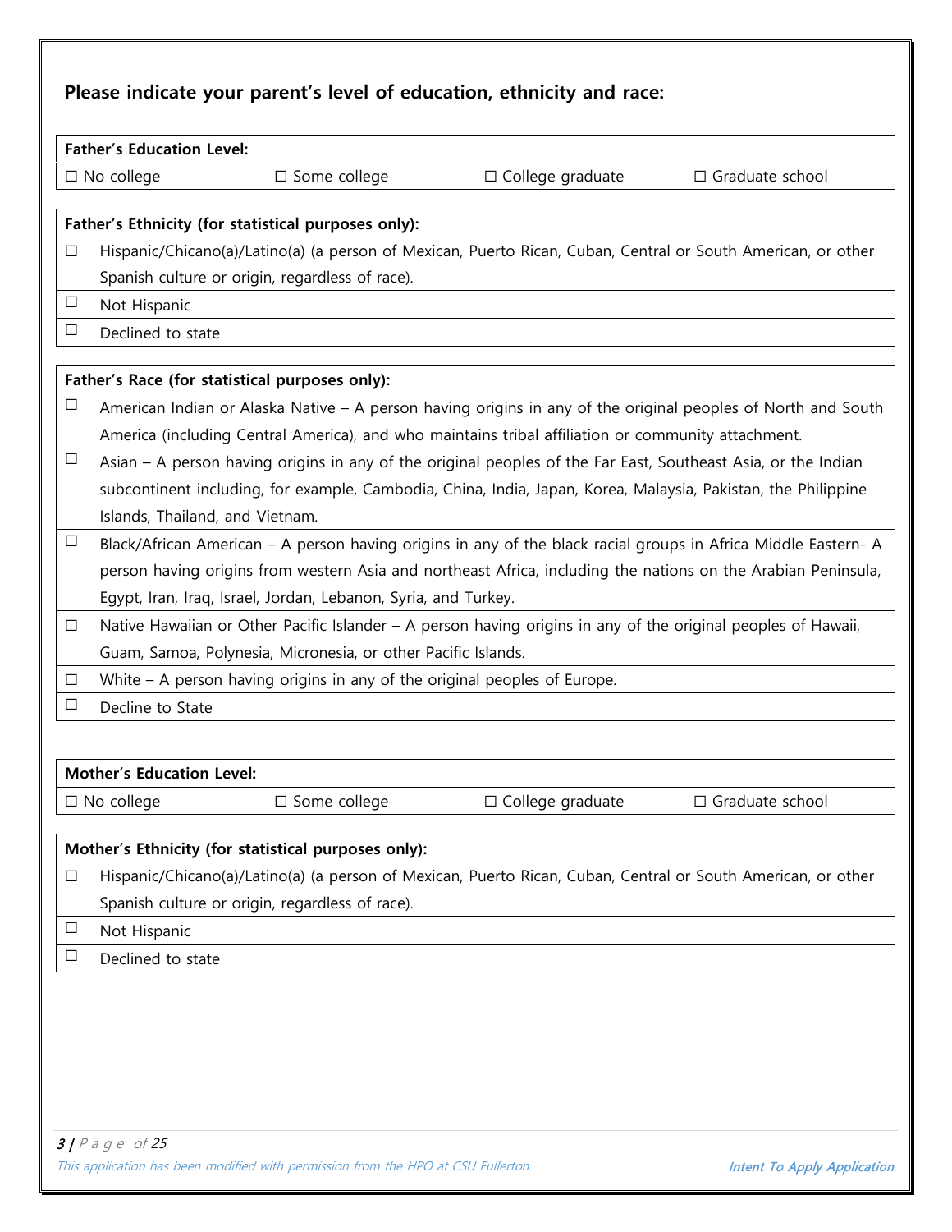## Please indicate your parent's level of education, ethnicity and race:

| **Father's Education Level:** | | | |
|---|---|---|---|
| ☐ No college | ☐ Some college | ☐ College graduate | ☐ Graduate school |

| | **Father's Ethnicity (for statistical purposes only):** |
|---|---|
| ☐ | Hispanic/Chicano(a)/Latino(a) (a person of Mexican, Puerto Rican, Cuban, Central or South American, or other Spanish culture or origin, regardless of race). |
| ☐ | Not Hispanic |
| ☐ | Declined to state |

| | **Father's Race (for statistical purposes only):** |
|---|---|
| ☐ | American Indian or Alaska Native – A person having origins in any of the original peoples of North and South America (including Central America), and who maintains tribal affiliation or community attachment. |
| ☐ | Asian – A person having origins in any of the original peoples of the Far East, Southeast Asia, or the Indian subcontinent including, for example, Cambodia, China, India, Japan, Korea, Malaysia, Pakistan, the Philippine Islands, Thailand, and Vietnam. |
| ☐ | Black/African American – A person having origins in any of the black racial groups in Africa Middle Eastern- A person having origins from western Asia and northeast Africa, including the nations on the Arabian Peninsula, Egypt, Iran, Iraq, Israel, Jordan, Lebanon, Syria, and Turkey. |
| ☐ | Native Hawaiian or Other Pacific Islander – A person having origins in any of the original peoples of Hawaii, Guam, Samoa, Polynesia, Micronesia, or other Pacific Islands. |
| ☐ | White – A person having origins in any of the original peoples of Europe. |
| ☐ | Decline to State |

| **Mother's Education Level:** | | | |
|---|---|---|---|
| ☐ No college | ☐ Some college | ☐ College graduate | ☐ Graduate school |

| | **Mother's Ethnicity (for statistical purposes only):** |
|---|---|
| ☐ | Hispanic/Chicano(a)/Latino(a) (a person of Mexican, Puerto Rican, Cuban, Central or South American, or other Spanish culture or origin, regardless of race). |
| ☐ | Not Hispanic |
| ☐ | Declined to state |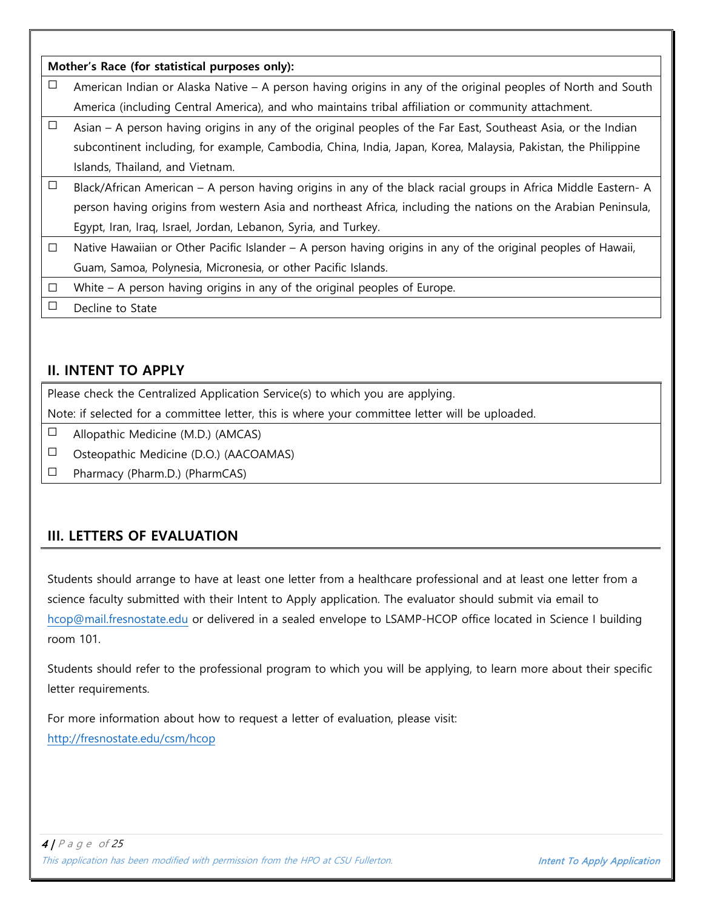**Mother's Race (for statistical purposes only):**

- ☐ American Indian or Alaska Native – A person having origins in any of the original peoples of North and South America (including Central America), and who maintains tribal affiliation or community attachment.
- ☐ Asian – A person having origins in any of the original peoples of the Far East, Southeast Asia, or the Indian subcontinent including, for example, Cambodia, China, India, Japan, Korea, Malaysia, Pakistan, the Philippine Islands, Thailand, and Vietnam.
- ☐ Black/African American – A person having origins in any of the black racial groups in Africa Middle Eastern- A person having origins from western Asia and northeast Africa, including the nations on the Arabian Peninsula, Egypt, Iran, Iraq, Israel, Jordan, Lebanon, Syria, and Turkey.
- ☐ Native Hawaiian or Other Pacific Islander – A person having origins in any of the original peoples of Hawaii, Guam, Samoa, Polynesia, Micronesia, or other Pacific Islands.
- ☐ White – A person having origins in any of the original peoples of Europe.
- ☐ Decline to State

## II. INTENT TO APPLY

Please check the Centralized Application Service(s) to which you are applying.
Note: if selected for a committee letter, this is where your committee letter will be uploaded.

- ☐ Allopathic Medicine (M.D.) (AMCAS)
- ☐ Osteopathic Medicine (D.O.) (AACOAMAS)
- ☐ Pharmacy (Pharm.D.) (PharmCAS)

## III. LETTERS OF EVALUATION

Students should arrange to have at least one letter from a healthcare professional and at least one letter from a science faculty submitted with their Intent to Apply application. The evaluator should submit via email to hcop@mail.fresnostate.edu or delivered in a sealed envelope to LSAMP-HCOP office located in Science I building room 101.

Students should refer to the professional program to which you will be applying, to learn more about their specific letter requirements.

For more information about how to request a letter of evaluation, please visit:
http://fresnostate.edu/csm/hcop

*This application has been modified with permission from the HPO at CSU Fullerton.*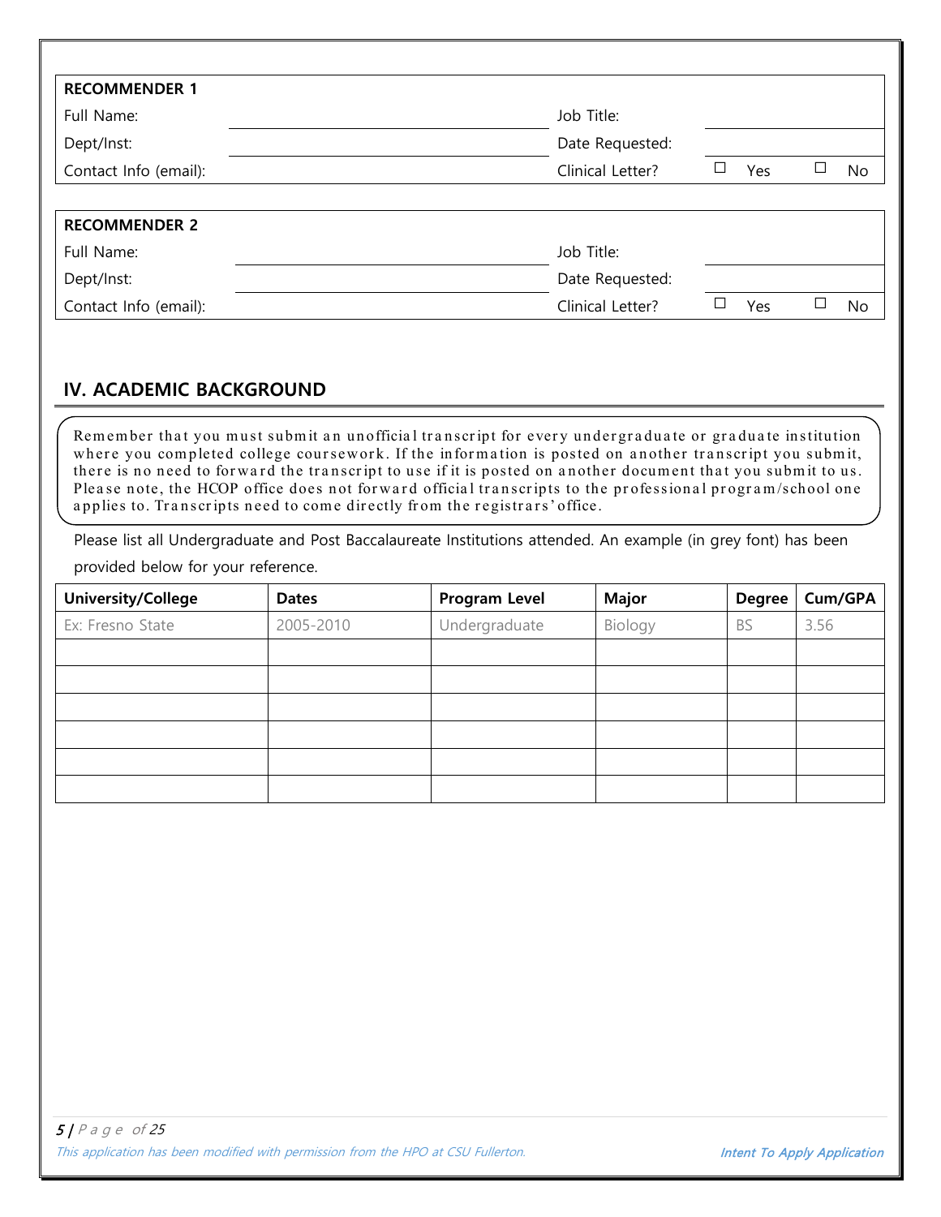| RECOMMENDER 1 | | | |
|---|---|---|---|
| Full Name: | | Job Title: | |
| Dept/Inst: | | Date Requested: | |
| Contact Info (email): | | Clinical Letter? | ☐ Yes ☐ No |

| RECOMMENDER 2 | | | |
|---|---|---|---|
| Full Name: | | Job Title: | |
| Dept/Inst: | | Date Requested: | |
| Contact Info (email): | | Clinical Letter? | ☐ Yes ☐ No |

## IV. ACADEMIC BACKGROUND

Remember that you must submit an unofficial transcript for every undergraduate or graduate institution where you completed college coursework. If the information is posted on another transcript you submit, there is no need to forward the transcript to use if it is posted on another document that you submit to us. Please note, the HCOP office does not forward official transcripts to the professional program/school one applies to. Transcripts need to come directly from the registrars' office.

Please list all Undergraduate and Post Baccalaureate Institutions attended. An example (in grey font) has been provided below for your reference.

| University/College | Dates | Program Level | Major | Degree | Cum/GPA |
|---|---|---|---|---|---|
| Ex: Fresno State | 2005-2010 | Undergraduate | Biology | BS | 3.56 |
| | | | | | |
| | | | | | |
| | | | | | |
| | | | | | |
| | | | | | |
| | | | | | |

*This application has been modified with permission from the HPO at CSU Fullerton.*

**Intent To Apply Application**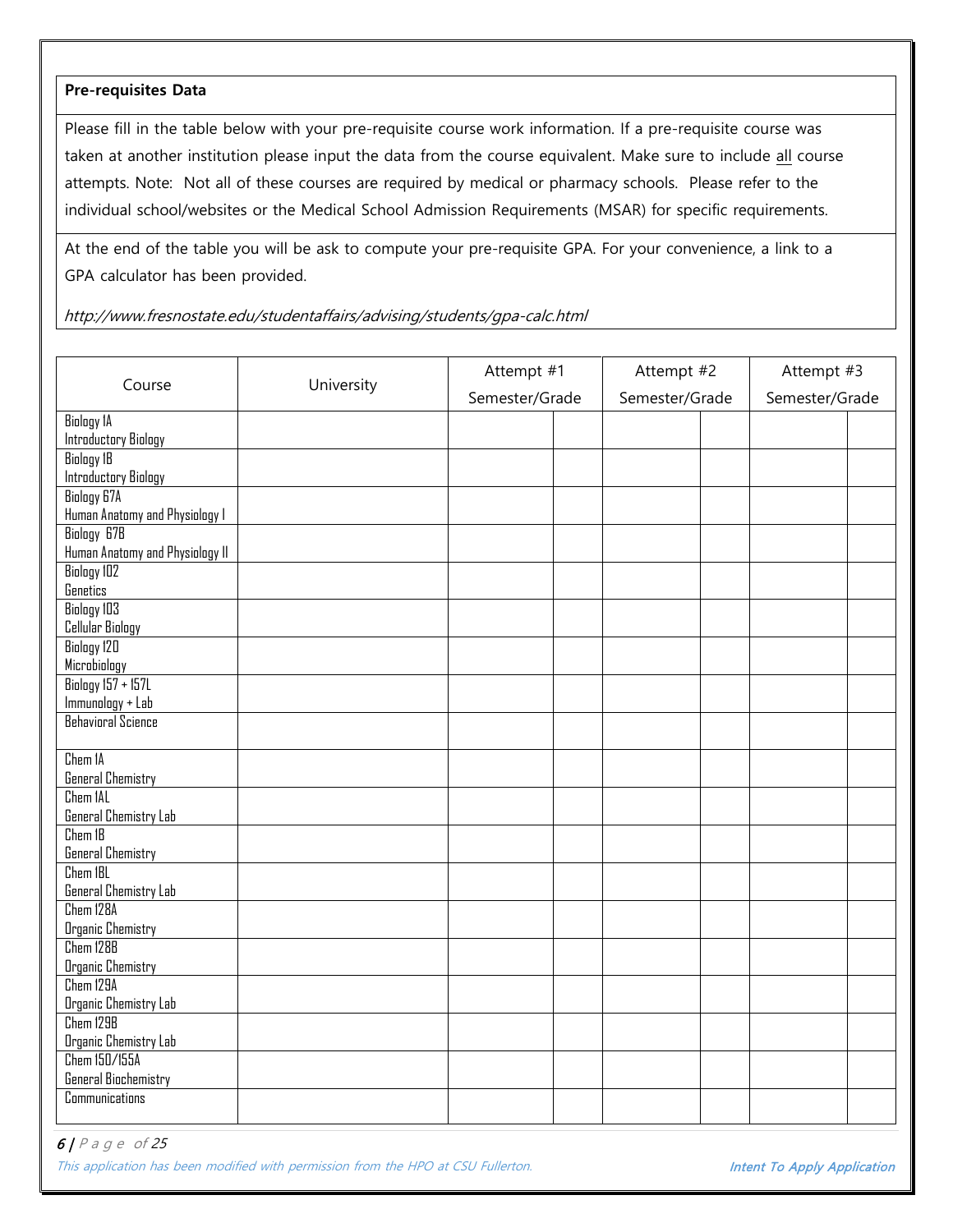**Pre-requisites Data**

Please fill in the table below with your pre-requisite course work information. If a pre-requisite course was taken at another institution please input the data from the course equivalent. Make sure to include all course attempts. Note: Not all of these courses are required by medical or pharmacy schools. Please refer to the individual school/websites or the Medical School Admission Requirements (MSAR) for specific requirements.

At the end of the table you will be ask to compute your pre-requisite GPA. For your convenience, a link to a GPA calculator has been provided.

*http://www.fresnostate.edu/studentaffairs/advising/students/gpa-calc.html*

| Course | University | Attempt #1 Semester/Grade | | Attempt #2 Semester/Grade | | Attempt #3 Semester/Grade | |
|---|---|---|---|---|---|---|---|
| Biology 1A Introductory Biology | | | | | | | |
| Biology 1B Introductory Biology | | | | | | | |
| Biology 67A Human Anatomy and Physiology I | | | | | | | |
| Biology 67B Human Anatomy and Physiology II | | | | | | | |
| Biology 102 Genetics | | | | | | | |
| Biology 103 Cellular Biology | | | | | | | |
| Biology 120 Microbiology | | | | | | | |
| Biology 157 + 157L Immunology + Lab | | | | | | | |
| Behavioral Science | | | | | | | |
| Chem 1A General Chemistry | | | | | | | |
| Chem 1AL General Chemistry Lab | | | | | | | |
| Chem 1B General Chemistry | | | | | | | |
| Chem 1BL General Chemistry Lab | | | | | | | |
| Chem 128A Organic Chemistry | | | | | | | |
| Chem 128B Organic Chemistry | | | | | | | |
| Chem 129A Organic Chemistry Lab | | | | | | | |
| Chem 129B Organic Chemistry Lab | | | | | | | |
| Chem 150/155A General Biochemistry | | | | | | | |
| Communications | | | | | | | |

This application has been modified with permission from the HPO at CSU Fullerton.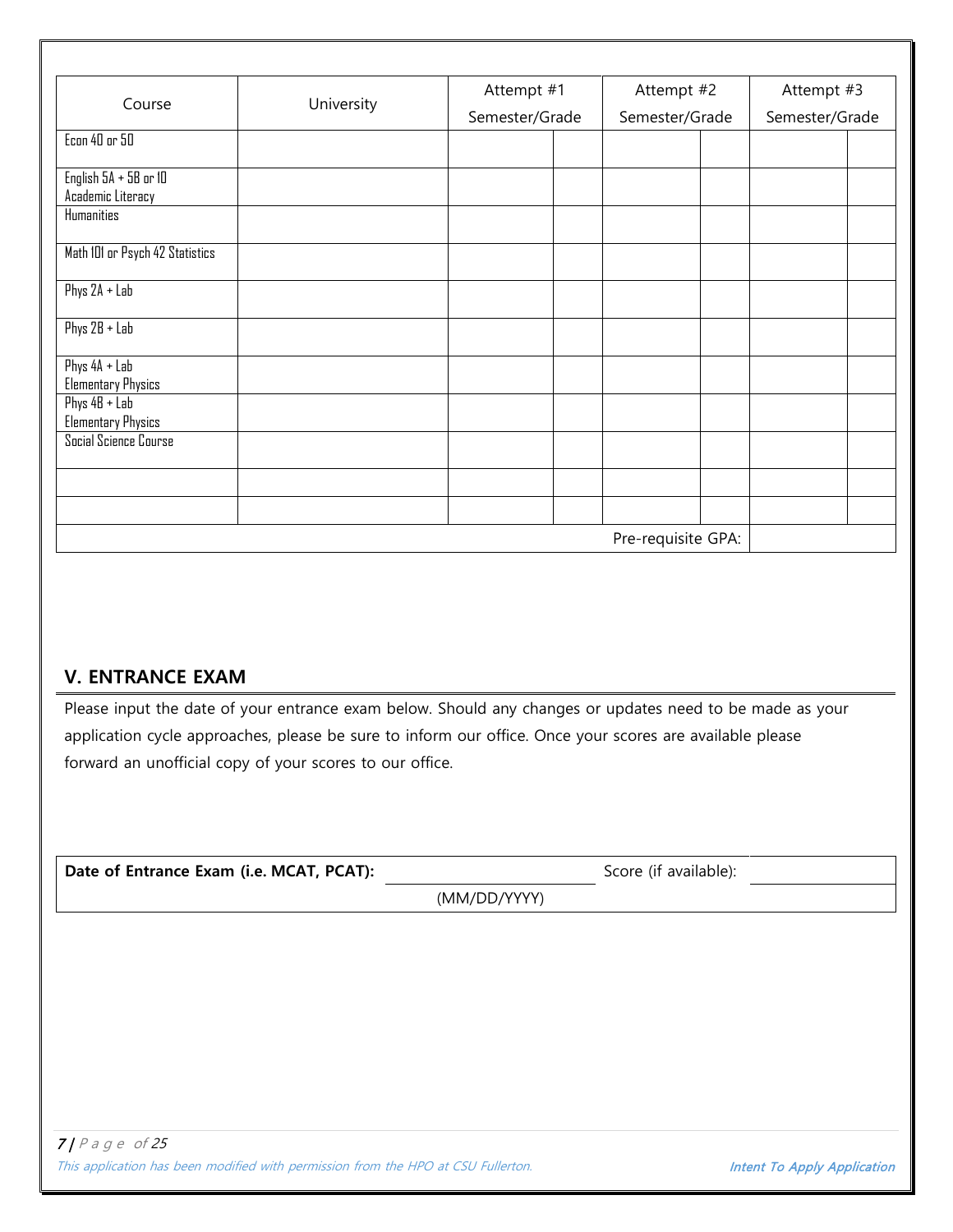| Course | University | Attempt #1 Semester/Grade | | Attempt #2 Semester/Grade | | Attempt #3 Semester/Grade | |
|---|---|---|---|---|---|---|---|
| Econ 40 or 50 | | | | | | | |
| English 5A + 5B or 10 Academic Literacy | | | | | | | |
| Humanities | | | | | | | |
| Math 101 or Psych 42 Statistics | | | | | | | |
| Phys 2A + Lab | | | | | | | |
| Phys 2B + Lab | | | | | | | |
| Phys 4A + Lab Elementary Physics | | | | | | | |
| Phys 4B + Lab Elementary Physics | | | | | | | |
| Social Science Course | | | | | | | |
| | | | | | | | |
| | | | | | | | |
| | | | | | Pre-requisite GPA: | | |

## V. ENTRANCE EXAM

Please input the date of your entrance exam below. Should any changes or updates need to be made as your application cycle approaches, please be sure to inform our office. Once your scores are available please forward an unofficial copy of your scores to our office.

| **Date of Entrance Exam (i.e. MCAT, PCAT):** | | Score (if available): | |
|---|---|---|---|
| | (MM/DD/YYYY) | | |

This application has been modified with permission from the HPO at CSU Fullerton.

**Intent To Apply Application**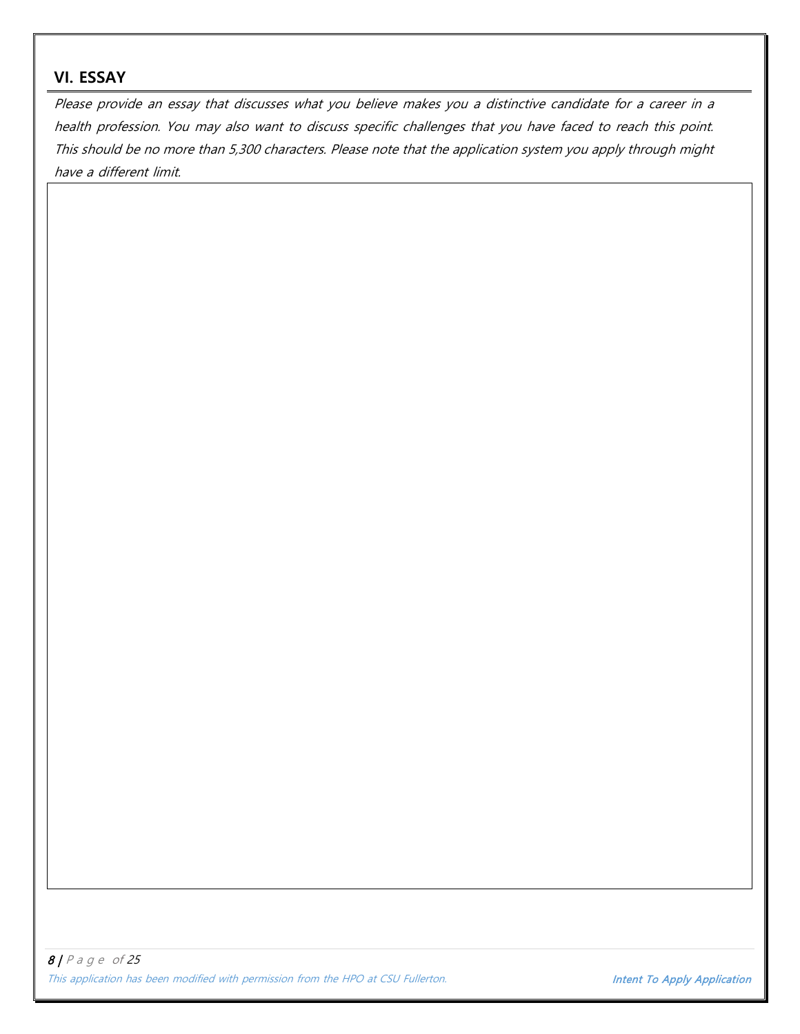## VI. ESSAY

*Please provide an essay that discusses what you believe makes you a distinctive candidate for a career in a health profession. You may also want to discuss specific challenges that you have faced to reach this point. This should be no more than 5,300 characters. Please note that the application system you apply through might have a different limit.*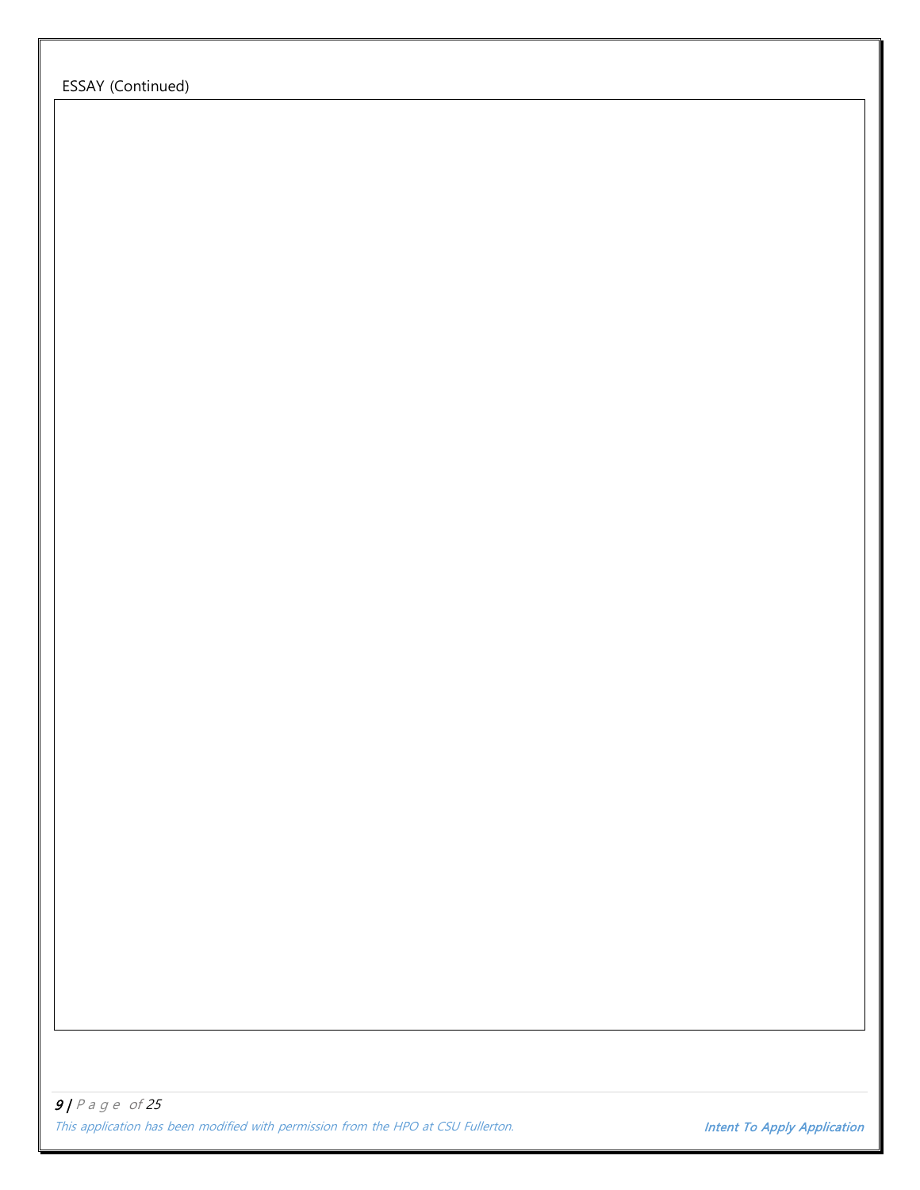ESSAY (Continued)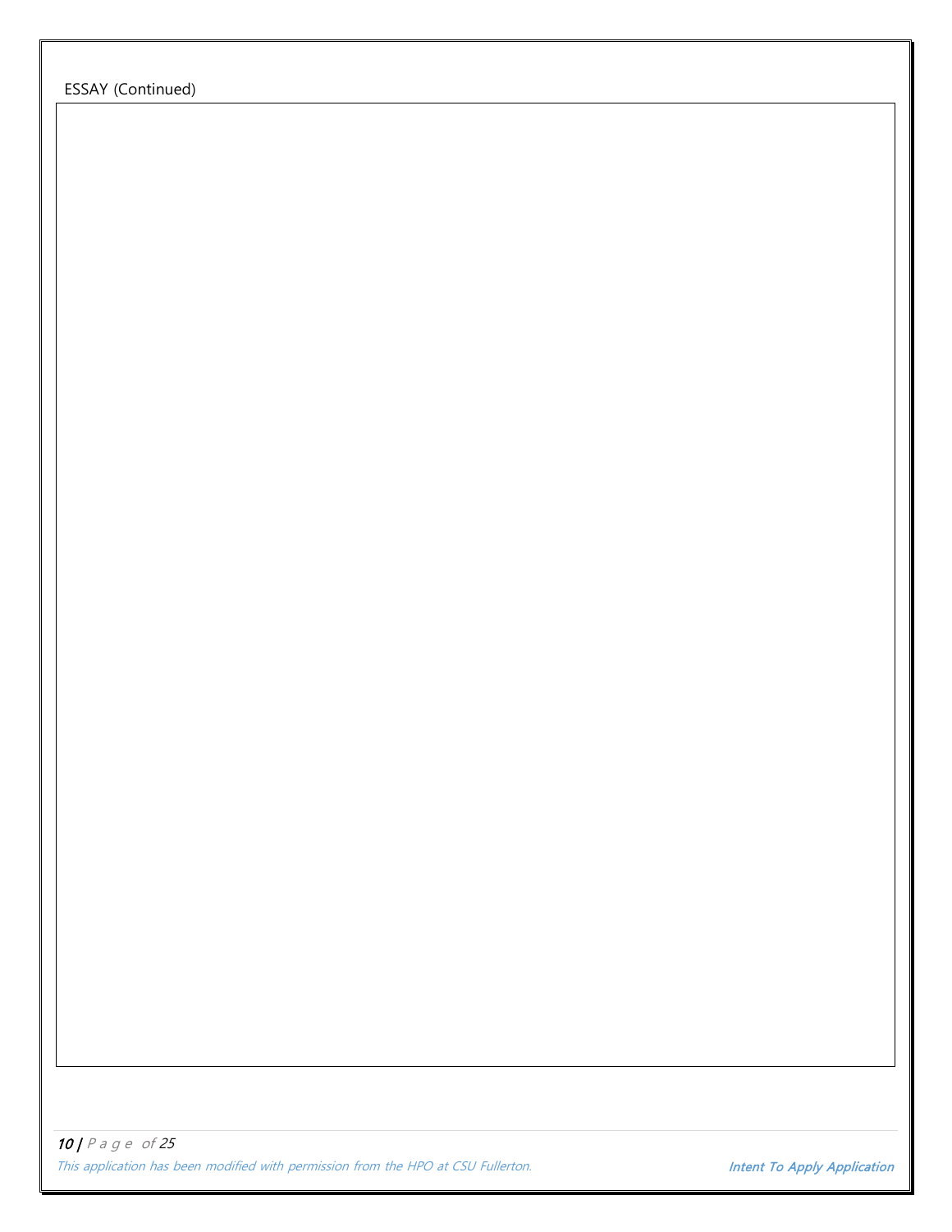ESSAY (Continued)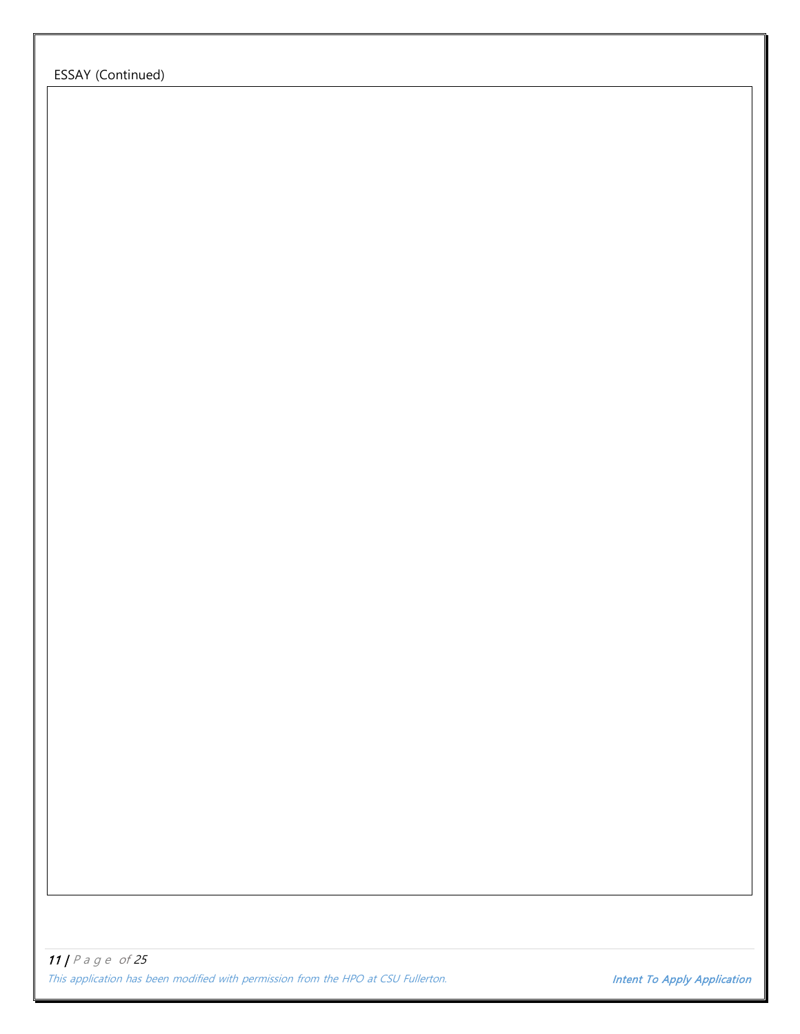ESSAY (Continued)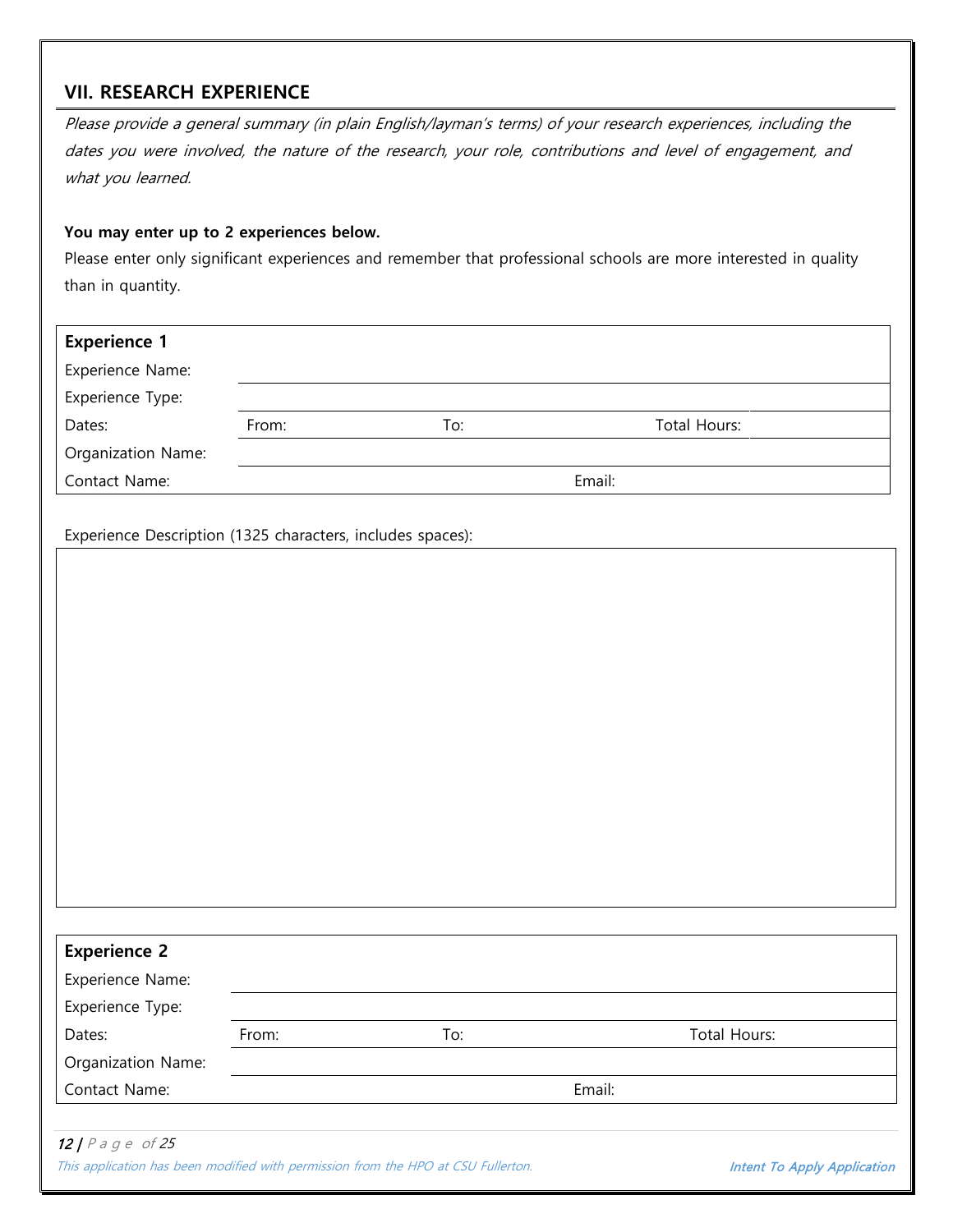## VII. RESEARCH EXPERIENCE

*Please provide a general summary (in plain English/layman's terms) of your research experiences, including the dates you were involved, the nature of the research, your role, contributions and level of engagement, and what you learned.*

**You may enter up to 2 experiences below.**

Please enter only significant experiences and remember that professional schools are more interested in quality than in quantity.

| **Experience 1** | | | |
|---|---|---|---|
| Experience Name: | | | |
| Experience Type: | | | |
| Dates: | From: | To: | Total Hours: |
| Organization Name: | | | |
| Contact Name: | | Email: | |

Experience Description (1325 characters, includes spaces):

| |
|---|
| |

| **Experience 2** | | | |
|---|---|---|---|
| Experience Name: | | | |
| Experience Type: | | | |
| Dates: | From: | To: | Total Hours: |
| Organization Name: | | | |
| Contact Name: | | Email: | |

*This application has been modified with permission from the HPO at CSU Fullerton.*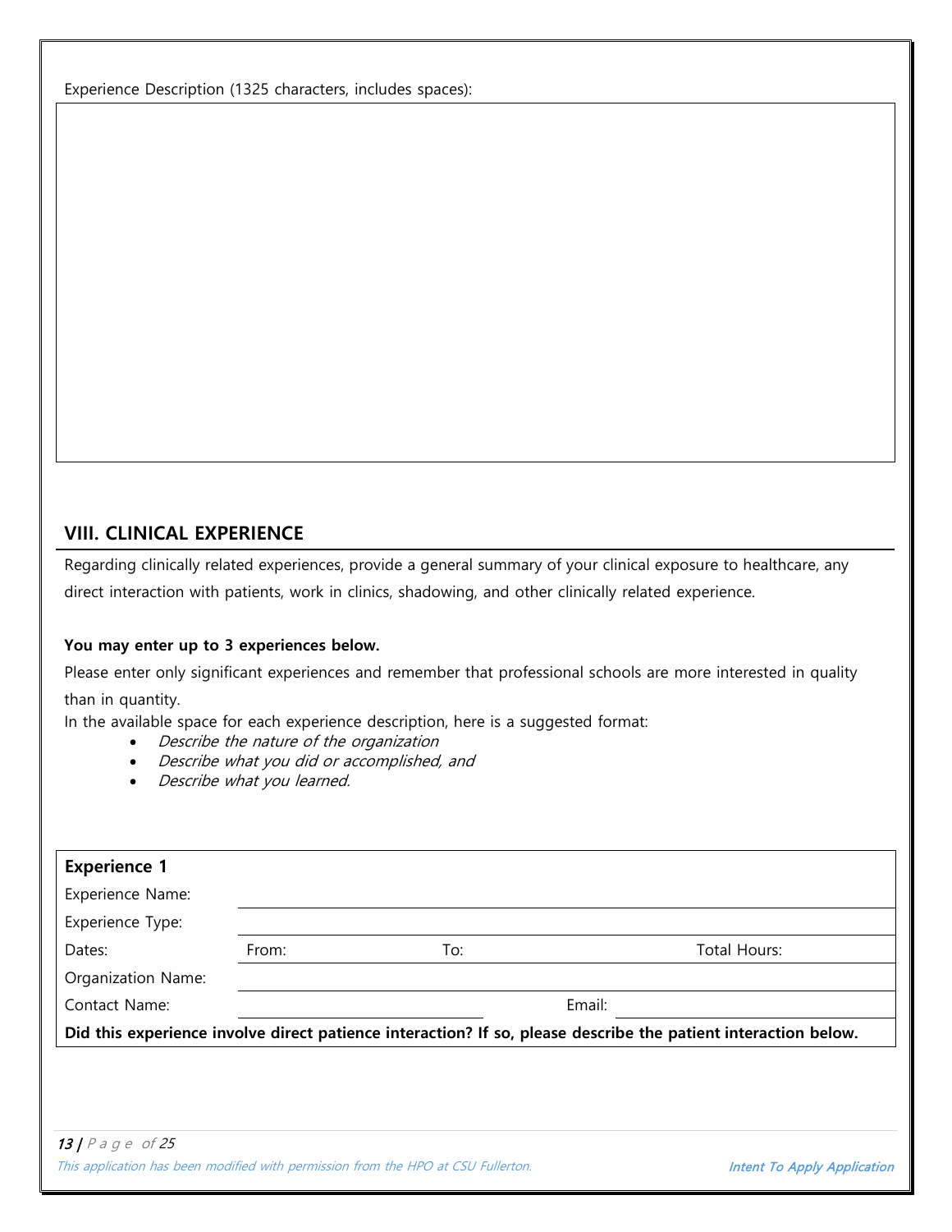Experience Description (1325 characters, includes spaces):

## VIII. CLINICAL EXPERIENCE

Regarding clinically related experiences, provide a general summary of your clinical exposure to healthcare, any direct interaction with patients, work in clinics, shadowing, and other clinically related experience.

**You may enter up to 3 experiences below.**

Please enter only significant experiences and remember that professional schools are more interested in quality than in quantity.

In the available space for each experience description, here is a suggested format:

- *Describe the nature of the organization*
- *Describe what you did or accomplished, and*
- *Describe what you learned.*

| **Experience 1** | | | |
|---|---|---|---|
| Experience Name: | | | |
| Experience Type: | | | |
| Dates: | From: | To: | Total Hours: |
| Organization Name: | | | |
| Contact Name: | | Email: | |

**Did this experience involve direct patience interaction? If so, please describe the patient interaction below.**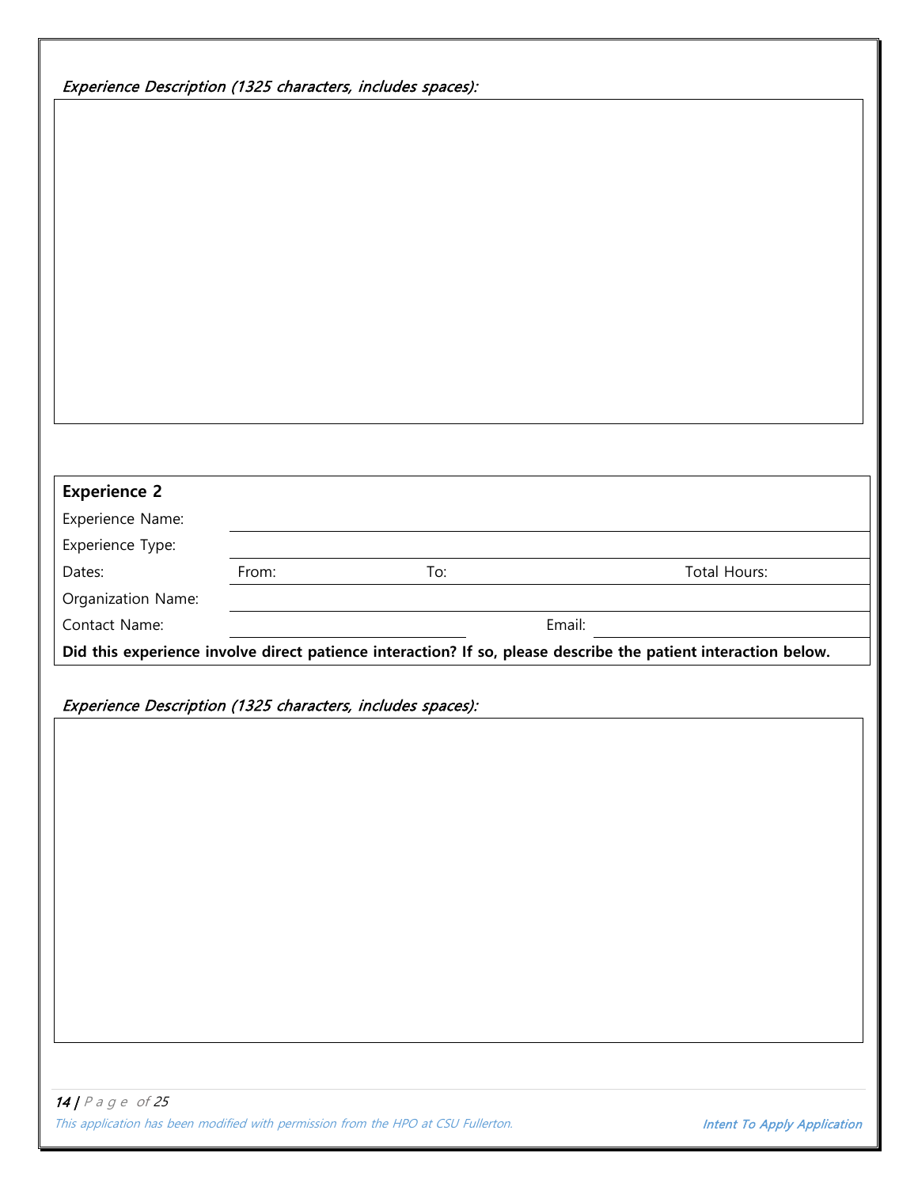*Experience Description (1325 characters, includes spaces):*

**Experience 2**

| | | | |
|---|---|---|---|
| Experience Name: | | | |
| Experience Type: | | | |
| Dates: | From: | To: | Total Hours: |
| Organization Name: | | | |
| Contact Name: | | Email: | |

**Did this experience involve direct patience interaction? If so, please describe the patient interaction below.**

*Experience Description (1325 characters, includes spaces):*

*This application has been modified with permission from the HPO at CSU Fullerton.*

***Intent To Apply Application***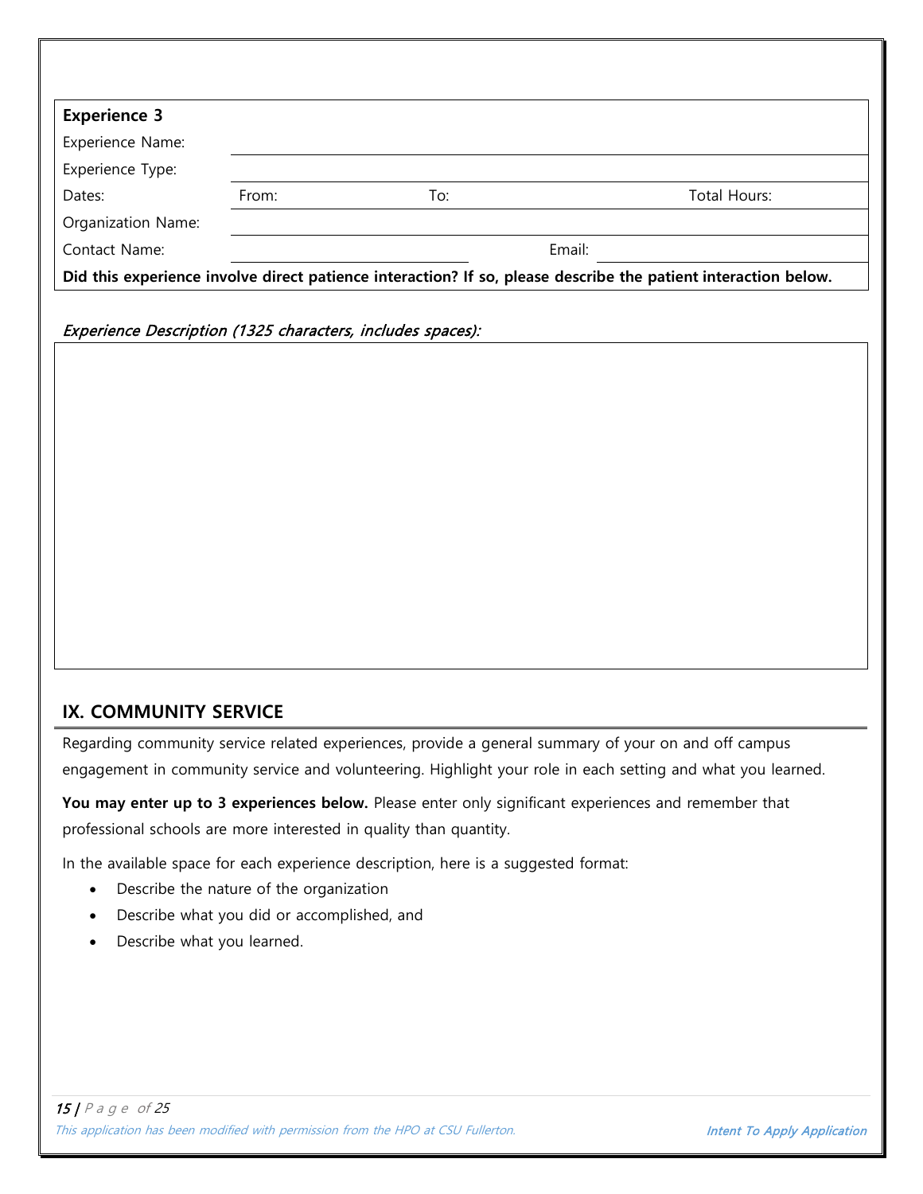| **Experience 3** | | | |
|---|---|---|---|
| Experience Name: | | | |
| Experience Type: | | | |
| Dates: | From: | To: | Total Hours: |
| Organization Name: | | | |
| Contact Name: | | Email: | |
| **Did this experience involve direct patience interaction? If so, please describe the patient interaction below.** | | | |

*Experience Description (1325 characters, includes spaces):*

| |
|---|
| |

## IX. COMMUNITY SERVICE

Regarding community service related experiences, provide a general summary of your on and off campus engagement in community service and volunteering. Highlight your role in each setting and what you learned.

**You may enter up to 3 experiences below.** Please enter only significant experiences and remember that professional schools are more interested in quality than quantity.

In the available space for each experience description, here is a suggested format:

- Describe the nature of the organization
- Describe what you did or accomplished, and
- Describe what you learned.

*This application has been modified with permission from the HPO at CSU Fullerton.*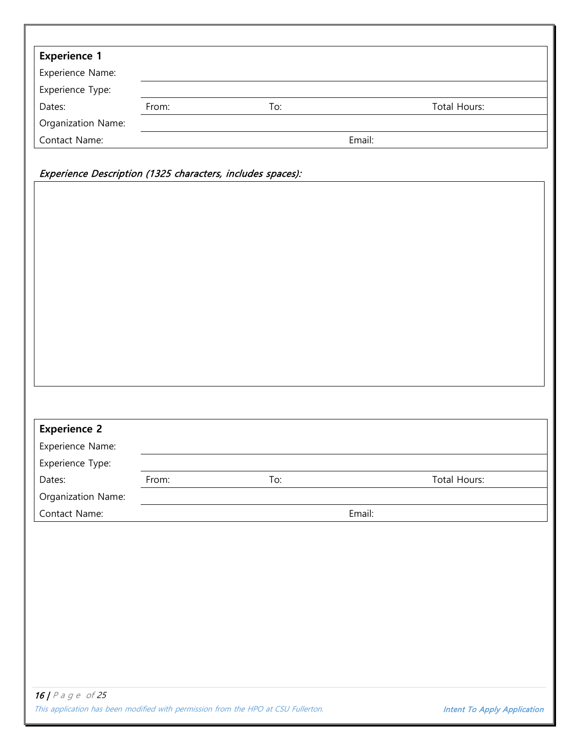| **Experience 1** | | | |
|---|---|---|---|
| Experience Name: | | | |
| Experience Type: | | | |
| Dates: | From: | To: | Total Hours: |
| Organization Name: | | | |
| Contact Name: | | Email: | |

*Experience Description (1325 characters, includes spaces):*

| **Experience 2** | | | |
|---|---|---|---|
| Experience Name: | | | |
| Experience Type: | | | |
| Dates: | From: | To: | Total Hours: |
| Organization Name: | | | |
| Contact Name: | | Email: | |

*This application has been modified with permission from the HPO at CSU Fullerton.*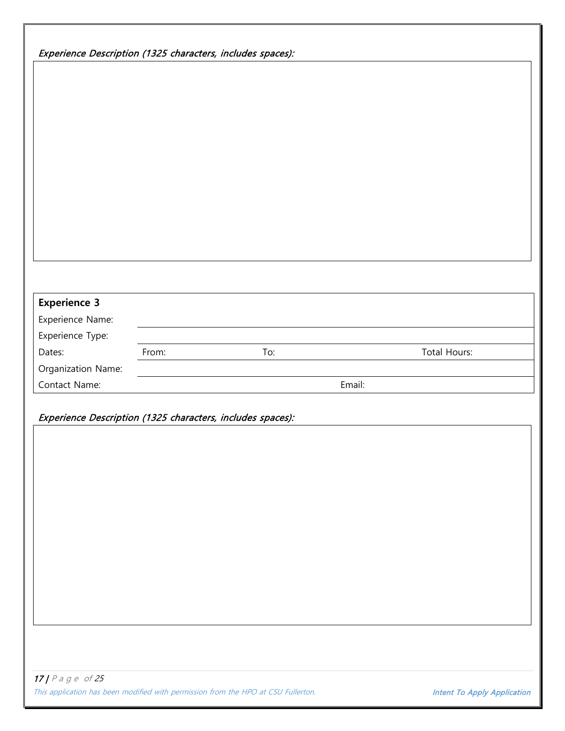*Experience Description (1325 characters, includes spaces):*

| **Experience 3** | | | |
|---|---|---|---|
| Experience Name: | | | |
| Experience Type: | | | |
| Dates: | From: | To: | Total Hours: |
| Organization Name: | | | |
| Contact Name: | | Email: | |

*Experience Description (1325 characters, includes spaces):*

*This application has been modified with permission from the HPO at CSU Fullerton.*

**Intent To Apply Application**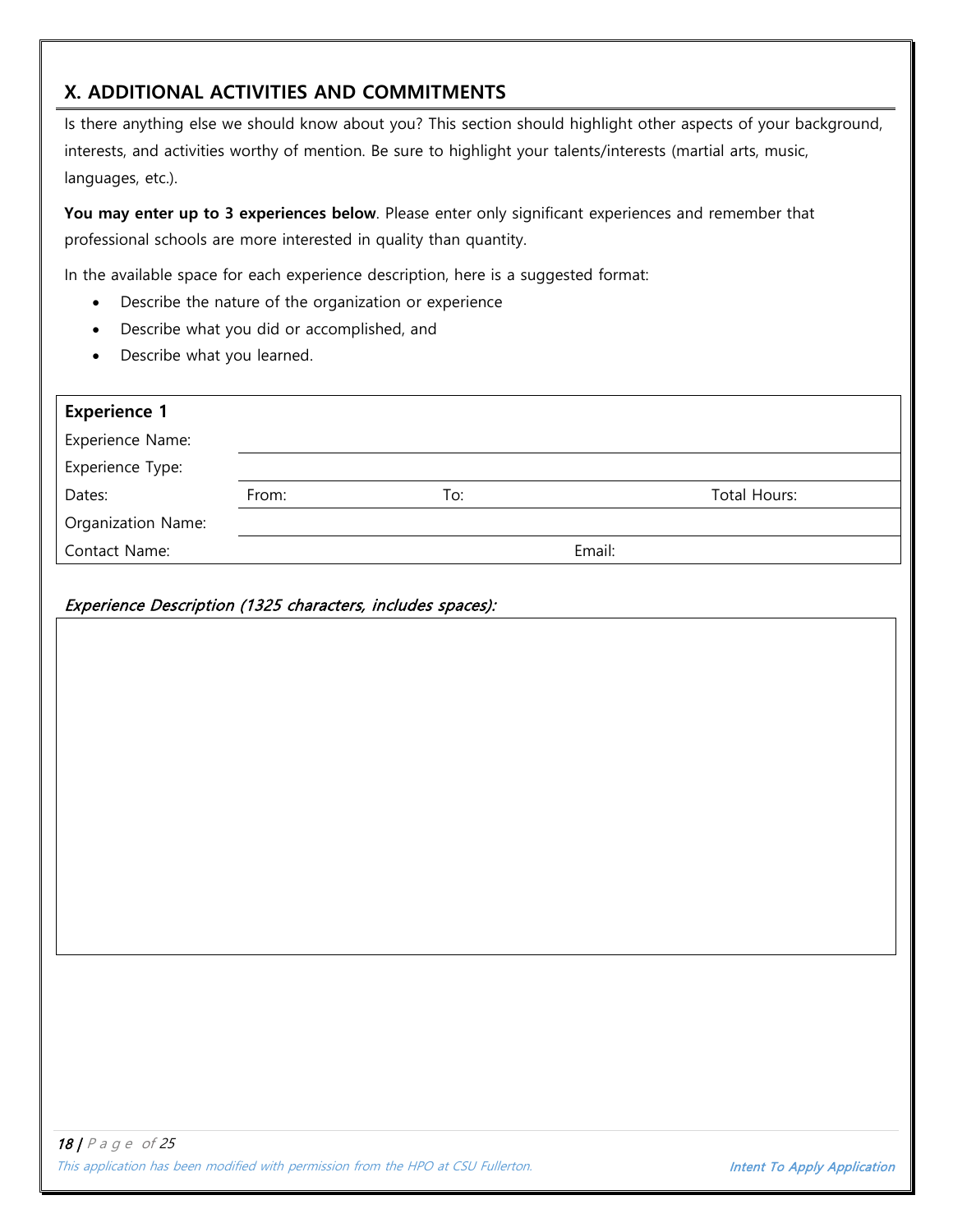## X. ADDITIONAL ACTIVITIES AND COMMITMENTS

Is there anything else we should know about you? This section should highlight other aspects of your background, interests, and activities worthy of mention. Be sure to highlight your talents/interests (martial arts, music, languages, etc.).

**You may enter up to 3 experiences below**. Please enter only significant experiences and remember that professional schools are more interested in quality than quantity.

In the available space for each experience description, here is a suggested format:

- Describe the nature of the organization or experience
- Describe what you did or accomplished, and
- Describe what you learned.

| **Experience 1** | | | | |
|---|---|---|---|---|
| Experience Name: | | | | |
| Experience Type: | | | | |
| Dates: | From: | To: | | Total Hours: |
| Organization Name: | | | | |
| Contact Name: | | | Email: | |

*Experience Description (1325 characters, includes spaces):*

| |
|---|
| |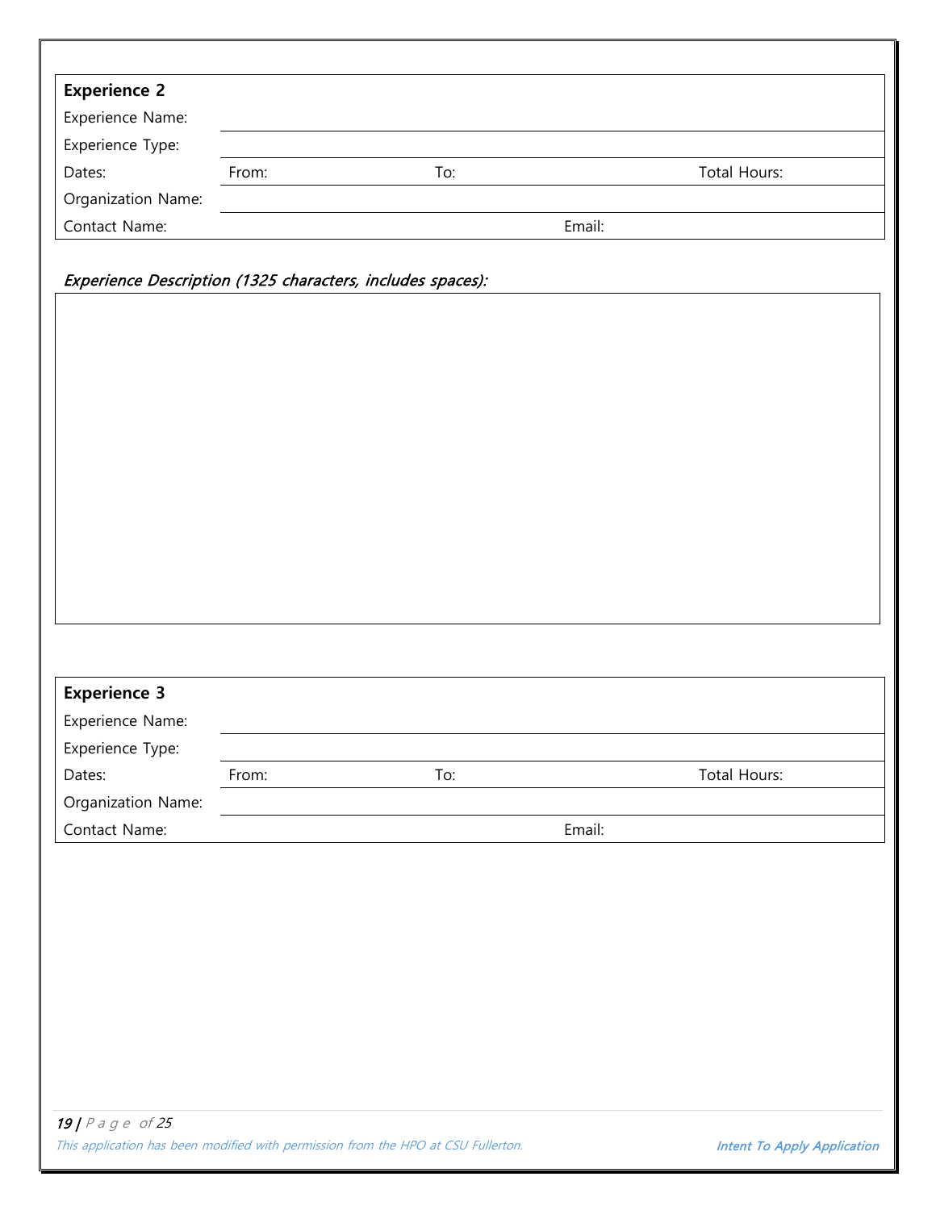| **Experience 2** | | | |
| --- | --- | --- | --- |
| Experience Name: | | | |
| Experience Type: | | | |
| Dates: | From: | To: | Total Hours: |
| Organization Name: | | | |
| Contact Name: | | Email: | |

*Experience Description (1325 characters, includes spaces):*

| |
| --- |
| |

| **Experience 3** | | | |
| --- | --- | --- | --- |
| Experience Name: | | | |
| Experience Type: | | | |
| Dates: | From: | To: | Total Hours: |
| Organization Name: | | | |
| Contact Name: | | Email: | |

*This application has been modified with permission from the HPO at CSU Fullerton.*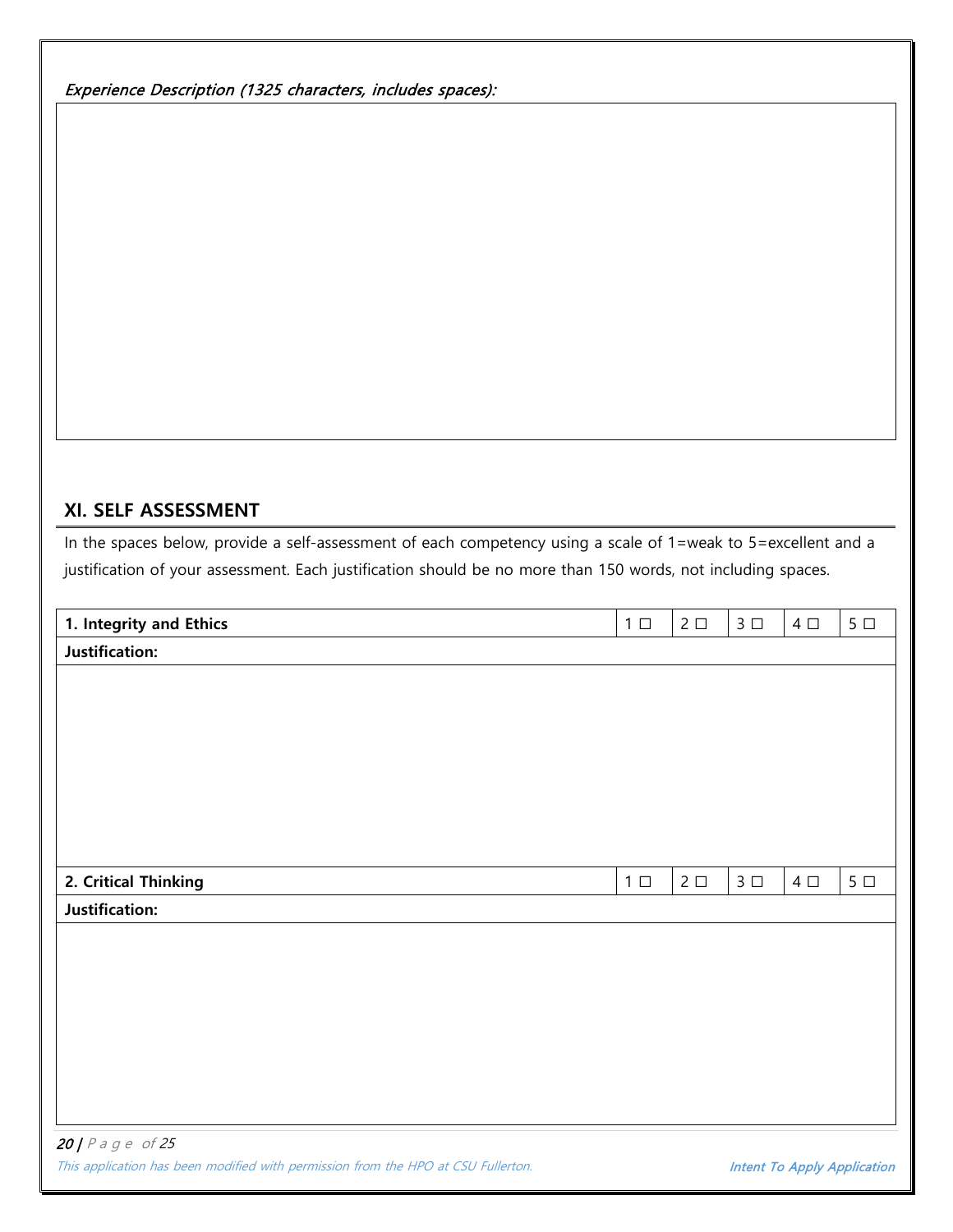*Experience Description (1325 characters, includes spaces):*

## XI. SELF ASSESSMENT

In the spaces below, provide a self-assessment of each competency using a scale of 1=weak to 5=excellent and a justification of your assessment. Each justification should be no more than 150 words, not including spaces.

| **1. Integrity and Ethics** | 1 ☐ | 2 ☐ | 3 ☐ | 4 ☐ | 5 ☐ |
|---|---|---|---|---|---|
| **Justification:** | | | | | |
| | | | | | |

| **2. Critical Thinking** | 1 ☐ | 2 ☐ | 3 ☐ | 4 ☐ | 5 ☐ |
|---|---|---|---|---|---|
| **Justification:** | | | | | |
| | | | | | |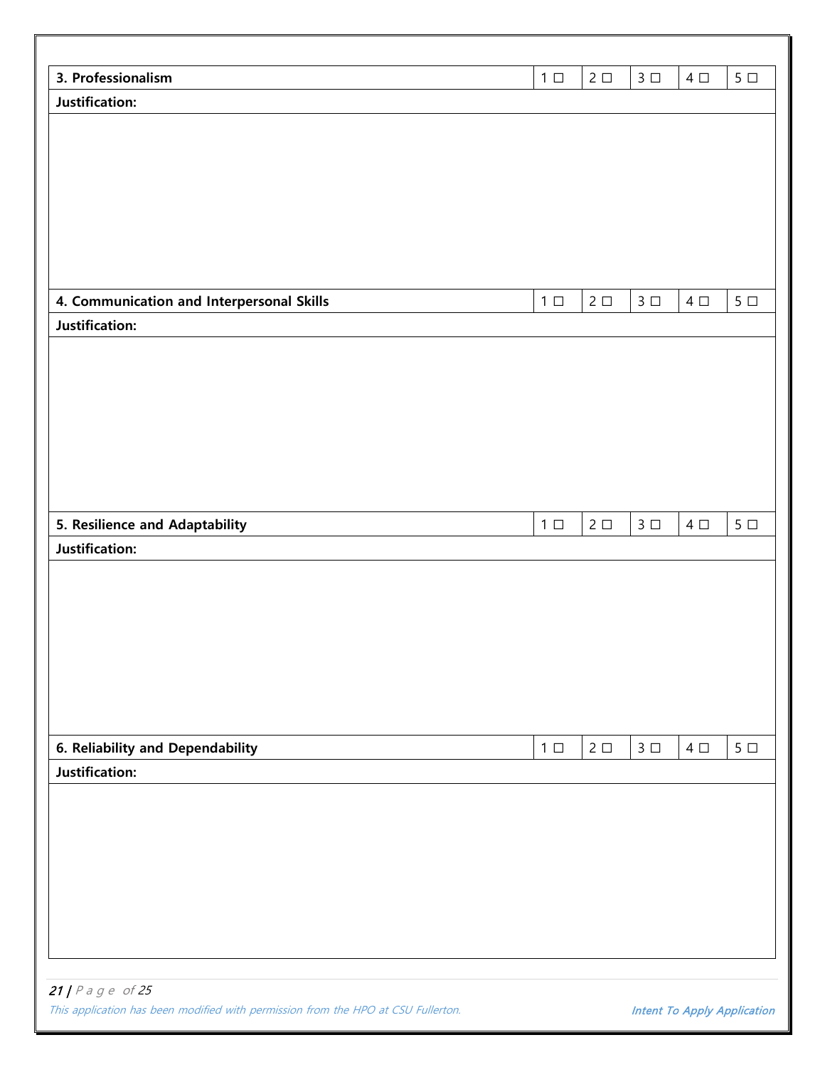| 3. Professionalism | 1 ☐ | 2 ☐ | 3 ☐ | 4 ☐ | 5 ☐ |
|---|---|---|---|---|---|
| **Justification:** | | | | | |
| | | | | | |

| 4. Communication and Interpersonal Skills | 1 ☐ | 2 ☐ | 3 ☐ | 4 ☐ | 5 ☐ |
|---|---|---|---|---|---|
| **Justification:** | | | | | |
| | | | | | |

| 5. Resilience and Adaptability | 1 ☐ | 2 ☐ | 3 ☐ | 4 ☐ | 5 ☐ |
|---|---|---|---|---|---|
| **Justification:** | | | | | |
| | | | | | |

| 6. Reliability and Dependability | 1 ☐ | 2 ☐ | 3 ☐ | 4 ☐ | 5 ☐ |
|---|---|---|---|---|---|
| **Justification:** | | | | | |
| | | | | | |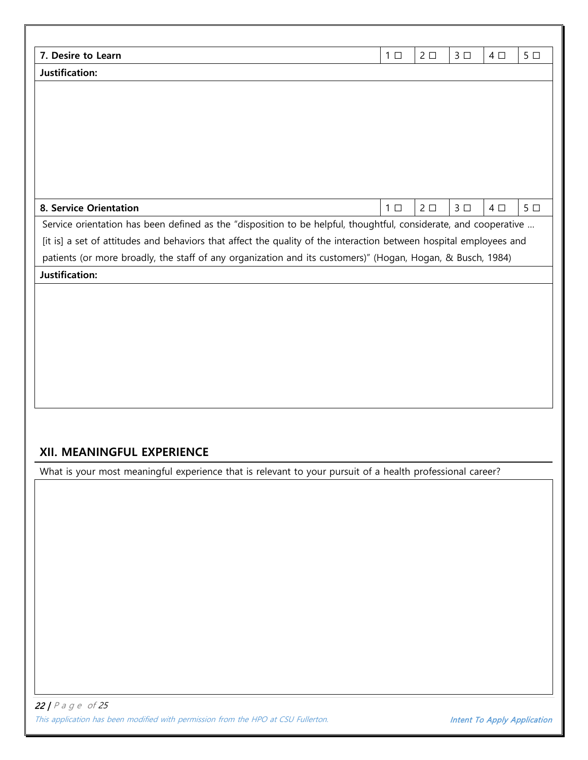| 7. Desire to Learn | 1 ☐ | 2 ☐ | 3 ☐ | 4 ☐ | 5 ☐ |
|---|---|---|---|---|---|
| **Justification:** | | | | | |
| | | | | | |

| 8. Service Orientation | 1 ☐ | 2 ☐ | 3 ☐ | 4 ☐ | 5 ☐ |
|---|---|---|---|---|---|
| Service orientation has been defined as the "disposition to be helpful, thoughtful, considerate, and cooperative … [it is] a set of attitudes and behaviors that affect the quality of the interaction between hospital employees and patients (or more broadly, the staff of any organization and its customers)" (Hogan, Hogan, & Busch, 1984) | | | | | |
| **Justification:** | | | | | |
| | | | | | |

## XII. MEANINGFUL EXPERIENCE

What is your most meaningful experience that is relevant to your pursuit of a health professional career?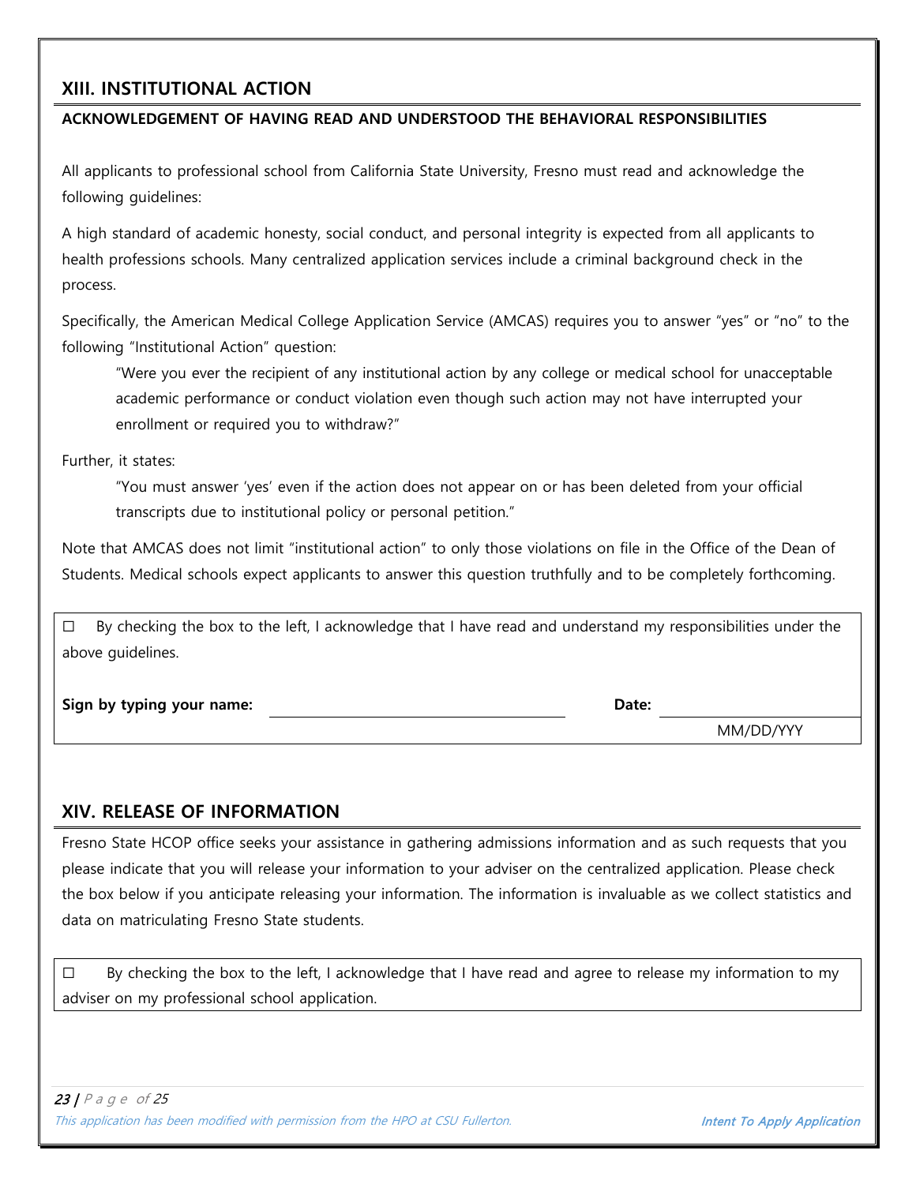## XIII. INSTITUTIONAL ACTION

**ACKNOWLEDGEMENT OF HAVING READ AND UNDERSTOOD THE BEHAVIORAL RESPONSIBILITIES**

All applicants to professional school from California State University, Fresno must read and acknowledge the following guidelines:

A high standard of academic honesty, social conduct, and personal integrity is expected from all applicants to health professions schools. Many centralized application services include a criminal background check in the process.

Specifically, the American Medical College Application Service (AMCAS) requires you to answer "yes" or "no" to the following "Institutional Action" question:

> "Were you ever the recipient of any institutional action by any college or medical school for unacceptable academic performance or conduct violation even though such action may not have interrupted your enrollment or required you to withdraw?"

Further, it states:

> "You must answer 'yes' even if the action does not appear on or has been deleted from your official transcripts due to institutional policy or personal petition."

Note that AMCAS does not limit "institutional action" to only those violations on file in the Office of the Dean of Students. Medical schools expect applicants to answer this question truthfully and to be completely forthcoming.

☐ By checking the box to the left, I acknowledge that I have read and understand my responsibilities under the above guidelines.

**Sign by typing your name:** ______________________ **Date:** ______________
MM/DD/YYY

## XIV. RELEASE OF INFORMATION

Fresno State HCOP office seeks your assistance in gathering admissions information and as such requests that you please indicate that you will release your information to your adviser on the centralized application. Please check the box below if you anticipate releasing your information. The information is invaluable as we collect statistics and data on matriculating Fresno State students.

☐ By checking the box to the left, I acknowledge that I have read and agree to release my information to my adviser on my professional school application.

*This application has been modified with permission from the HPO at CSU Fullerton.*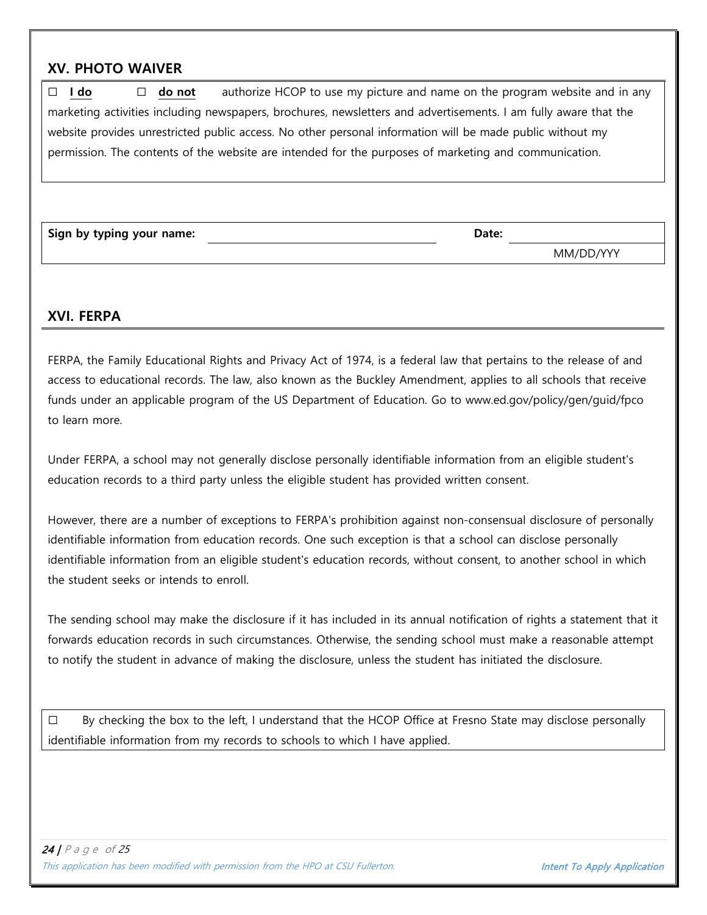## XV. PHOTO WAIVER

☐ **I do** ☐ **do not** authorize HCOP to use my picture and name on the program website and in any marketing activities including newspapers, brochures, newsletters and advertisements. I am fully aware that the website provides unrestricted public access. No other personal information will be made public without my permission. The contents of the website are intended for the purposes of marketing and communication.

| **Sign by typing your name:** | | **Date:** | |
|---|---|---|---|
| | | | MM/DD/YYY |

## XVI. FERPA

FERPA, the Family Educational Rights and Privacy Act of 1974, is a federal law that pertains to the release of and access to educational records. The law, also known as the Buckley Amendment, applies to all schools that receive funds under an applicable program of the US Department of Education. Go to www.ed.gov/policy/gen/guid/fpco to learn more.

Under FERPA, a school may not generally disclose personally identifiable information from an eligible student's education records to a third party unless the eligible student has provided written consent.

However, there are a number of exceptions to FERPA's prohibition against non-consensual disclosure of personally identifiable information from education records. One such exception is that a school can disclose personally identifiable information from an eligible student's education records, without consent, to another school in which the student seeks or intends to enroll.

The sending school may make the disclosure if it has included in its annual notification of rights a statement that it forwards education records in such circumstances. Otherwise, the sending school must make a reasonable attempt to notify the student in advance of making the disclosure, unless the student has initiated the disclosure.

☐ By checking the box to the left, I understand that the HCOP Office at Fresno State may disclose personally identifiable information from my records to schools to which I have applied.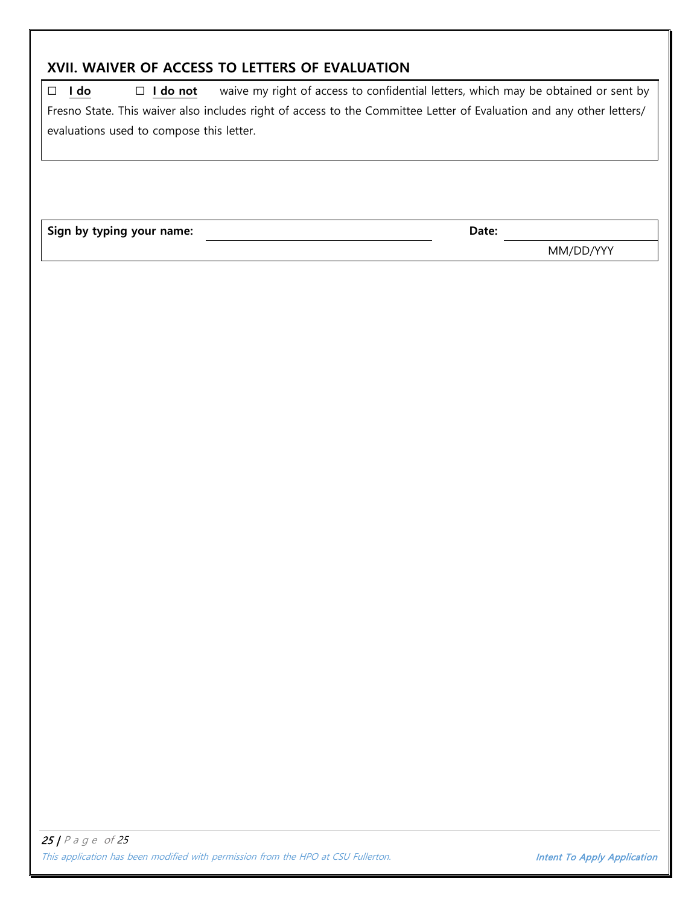## XVII. WAIVER OF ACCESS TO LETTERS OF EVALUATION

☐ **I do** ☐ **I do not** waive my right of access to confidential letters, which may be obtained or sent by Fresno State. This waiver also includes right of access to the Committee Letter of Evaluation and any other letters/ evaluations used to compose this letter.

| | | | |
|---|---|---|---|
| **Sign by typing your name:** | | **Date:** | MM/DD/YYY |

*This application has been modified with permission from the HPO at CSU Fullerton.*